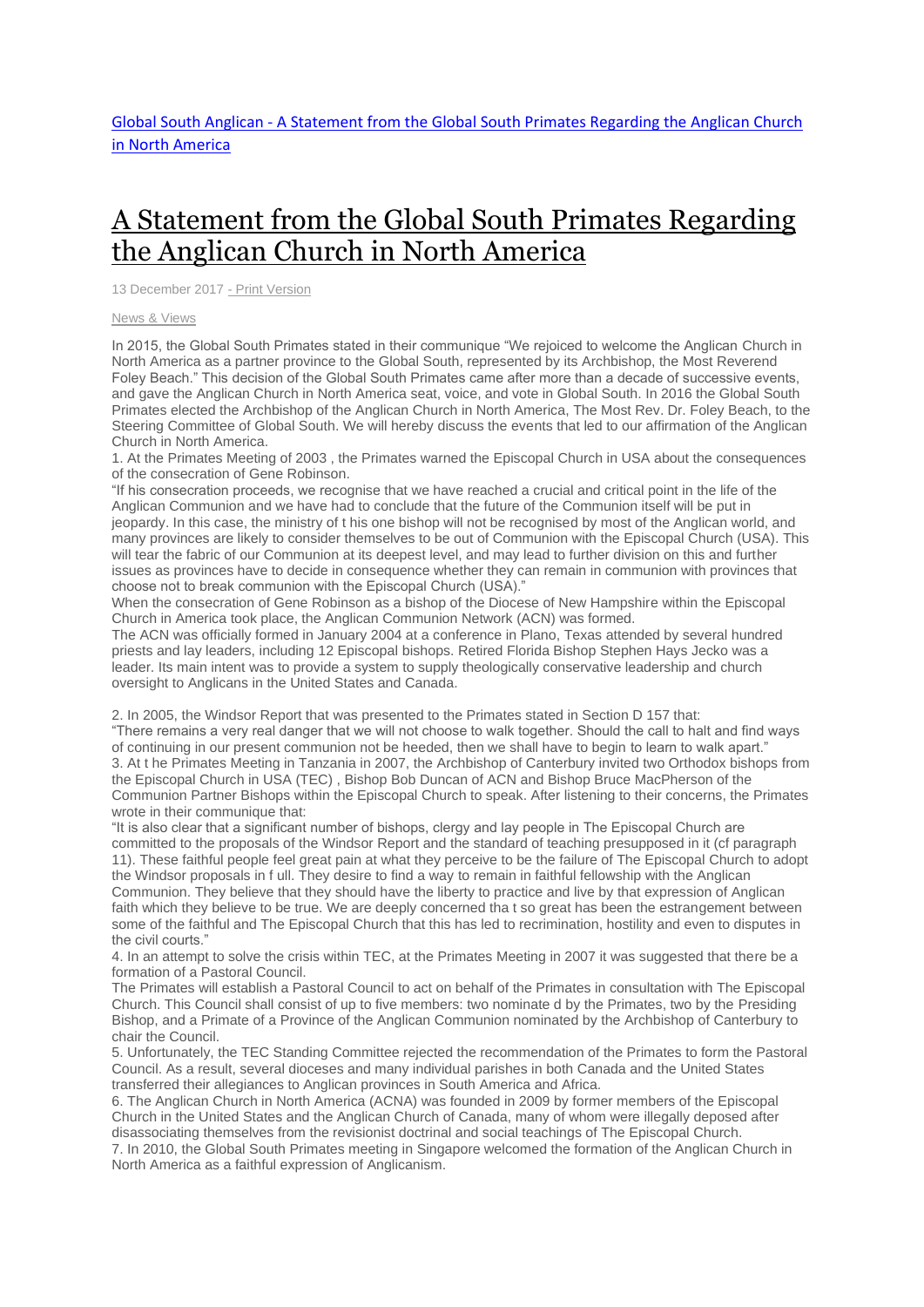[Global South Anglican - A Statement from the Global South Primates Regarding the Anglican Church in North America]

# A Statement from the Global South Primates Regarding the Anglican Church in North America

13 December 2017 - Print Version

News & Views

In 2015, the Global South Primates stated in their communique "We rejoiced to welcome the Anglican Church in North America as a partner province to the Global South, represented by its Archbishop, the Most Reverend Foley Beach." This decision of the Global South Primates came after more than a decade of successive events, and gave the Anglican Church in North America seat, voice, and vote in Global South. In 2016 the Global South Primates elected the Archbishop of the Anglican Church in North America, The Most Rev. Dr. Foley Beach, to the Steering Committee of Global South. We will hereby discuss the events that led to our affirmation of the Anglican Church in North America.

1. At the Primates Meeting of 2003 , the Primates warned the Episcopal Church in USA about the consequences of the consecration of Gene Robinson.

"If his consecration proceeds, we recognise that we have reached a crucial and critical point in the life of the Anglican Communion and we have had to conclude that the future of the Communion itself will be put in jeopardy. In this case, the ministry of t his one bishop will not be recognised by most of the Anglican world, and many provinces are likely to consider themselves to be out of Communion with the Episcopal Church (USA). This will tear the fabric of our Communion at its deepest level, and may lead to further division on this and further issues as provinces have to decide in consequence whether they can remain in communion with provinces that choose not to break communion with the Episcopal Church (USA)."

When the consecration of Gene Robinson as a bishop of the Diocese of New Hampshire within the Episcopal Church in America took place, the Anglican Communion Network (ACN) was formed.

The ACN was officially formed in January 2004 at a conference in Plano, Texas attended by several hundred priests and lay leaders, including 12 Episcopal bishops. Retired Florida Bishop Stephen Hays Jecko was a leader. Its main intent was to provide a system to supply theologically conservative leadership and church oversight to Anglicans in the United States and Canada.

2. In 2005, the Windsor Report that was presented to the Primates stated in Section D 157 that:

"There remains a very real danger that we will not choose to walk together. Should the call to halt and find ways of continuing in our present communion not be heeded, then we shall have to begin to learn to walk apart."

3. At t he Primates Meeting in Tanzania in 2007, the Archbishop of Canterbury invited two Orthodox bishops from the Episcopal Church in USA (TEC) , Bishop Bob Duncan of ACN and Bishop Bruce MacPherson of the Communion Partner Bishops within the Episcopal Church to speak. After listening to their concerns, the Primates wrote in their communique that:

"It is also clear that a significant number of bishops, clergy and lay people in The Episcopal Church are committed to the proposals of the Windsor Report and the standard of teaching presupposed in it (cf paragraph 11). These faithful people feel great pain at what they perceive to be the failure of The Episcopal Church to adopt the Windsor proposals in f ull. They desire to find a way to remain in faithful fellowship with the Anglican Communion. They believe that they should have the liberty to practice and live by that expression of Anglican faith which they believe to be true. We are deeply concerned tha t so great has been the estrangement between some of the faithful and The Episcopal Church that this has led to recrimination, hostility and even to disputes in the civil courts."

4. In an attempt to solve the crisis within TEC, at the Primates Meeting in 2007 it was suggested that there be a formation of a Pastoral Council.

The Primates will establish a Pastoral Council to act on behalf of the Primates in consultation with The Episcopal Church. This Council shall consist of up to five members: two nominate d by the Primates, two by the Presiding Bishop, and a Primate of a Province of the Anglican Communion nominated by the Archbishop of Canterbury to chair the Council.

5. Unfortunately, the TEC Standing Committee rejected the recommendation of the Primates to form the Pastoral Council. As a result, several dioceses and many individual parishes in both Canada and the United States transferred their allegiances to Anglican provinces in South America and Africa.

6. The Anglican Church in North America (ACNA) was founded in 2009 by former members of the Episcopal Church in the United States and the Anglican Church of Canada, many of whom were illegally deposed after disassociating themselves from the revisionist doctrinal and social teachings of The Episcopal Church.

7. In 2010, the Global South Primates meeting in Singapore welcomed the formation of the Anglican Church in North America as a faithful expression of Anglicanism.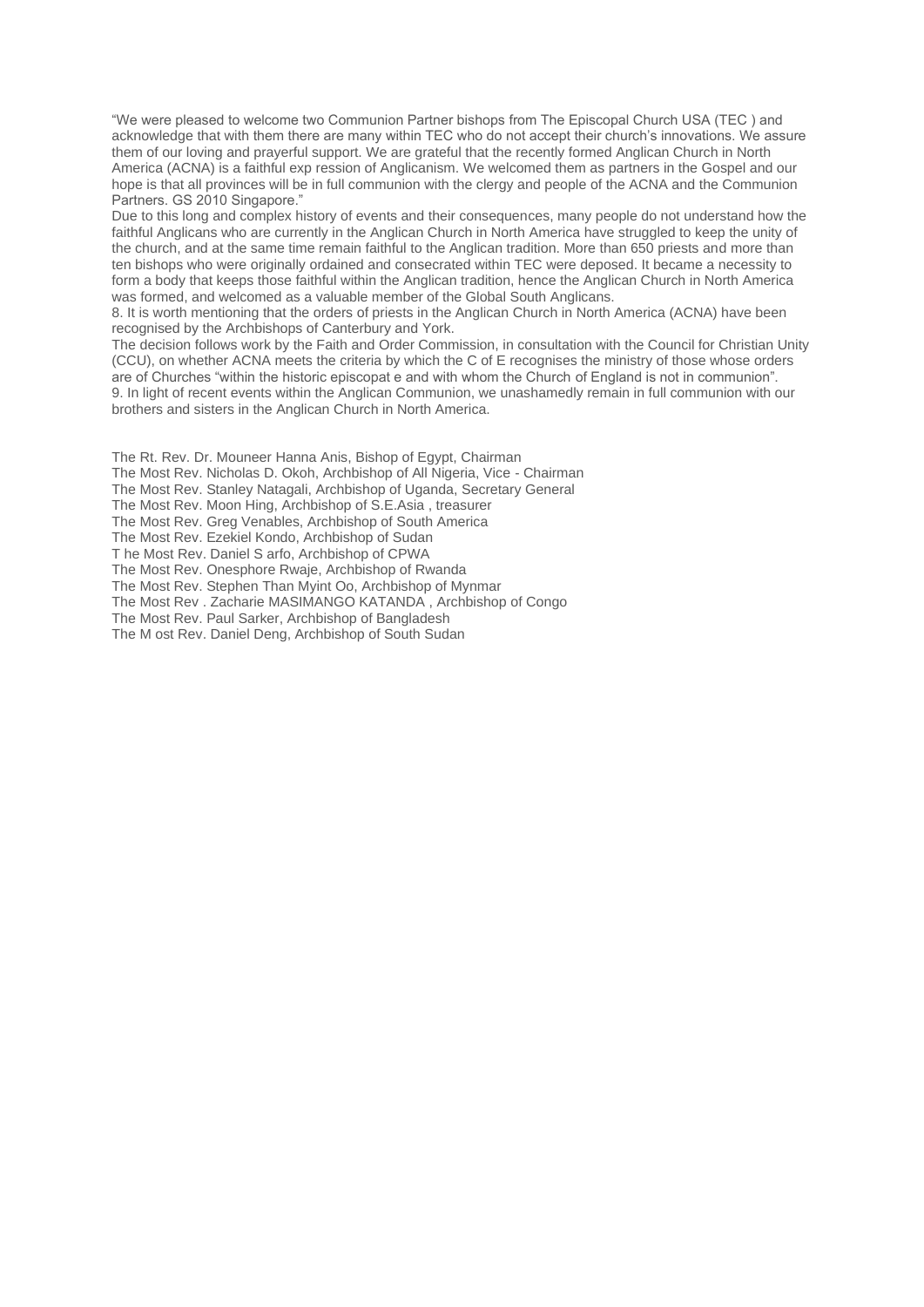"We were pleased to welcome two Communion Partner bishops from The Episcopal Church USA (TEC ) and acknowledge that with them there are many within TEC who do not accept their church's innovations. We assure them of our loving and prayerful support. We are grateful that the recently formed Anglican Church in North America (ACNA) is a faithful exp ression of Anglicanism. We welcomed them as partners in the Gospel and our hope is that all provinces will be in full communion with the clergy and people of the ACNA and the Communion Partners. GS 2010 Singapore."

Due to this long and complex history of events and their consequences, many people do not understand how the faithful Anglicans who are currently in the Anglican Church in North America have struggled to keep the unity of the church, and at the same time remain faithful to the Anglican tradition. More than 650 priests and more than ten bishops who were originally ordained and consecrated within TEC were deposed. It became a necessity to form a body that keeps those faithful within the Anglican tradition, hence the Anglican Church in North America was formed, and welcomed as a valuable member of the Global South Anglicans.

8. It is worth mentioning that the orders of priests in the Anglican Church in North America (ACNA) have been recognised by the Archbishops of Canterbury and York.

The decision follows work by the Faith and Order Commission, in consultation with the Council for Christian Unity (CCU), on whether ACNA meets the criteria by which the C of E recognises the ministry of those whose orders are of Churches "within the historic episcopat e and with whom the Church of England is not in communion".

9. In light of recent events within the Anglican Communion, we unashamedly remain in full communion with our brothers and sisters in the Anglican Church in North America.

The Rt. Rev. Dr. Mouneer Hanna Anis, Bishop of Egypt, Chairman
The Most Rev. Nicholas D. Okoh, Archbishop of All Nigeria, Vice - Chairman
The Most Rev. Stanley Natagali, Archbishop of Uganda, Secretary General
The Most Rev. Moon Hing, Archbishop of S.E.Asia , treasurer
The Most Rev. Greg Venables, Archbishop of South America
The Most Rev. Ezekiel Kondo, Archbishop of Sudan
T he Most Rev. Daniel S arfo, Archbishop of CPWA
The Most Rev. Onesphore Rwaje, Archbishop of Rwanda
The Most Rev. Stephen Than Myint Oo, Archbishop of Mynmar
The Most Rev . Zacharie MASIMANGO KATANDA , Archbishop of Congo
The Most Rev. Paul Sarker, Archbishop of Bangladesh
The M ost Rev. Daniel Deng, Archbishop of South Sudan